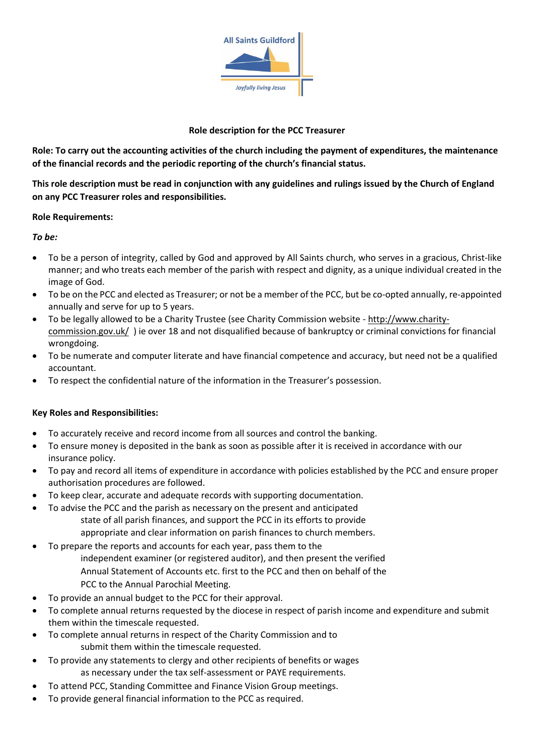All Saints Guildford

*Joyfully living Jesus*

**Role description for the PCC Treasurer**

**Role: To carry out the accounting activities of the church including the payment of expenditures, the maintenance of the financial records and the periodic reporting of the church's financial status.**

**This role description must be read in conjunction with any guidelines and rulings issued by the Church of England on any PCC Treasurer roles and responsibilities.**

**Role Requirements:**

***To be:***

- To be a person of integrity, called by God and approved by All Saints church, who serves in a gracious, Christ-like manner; and who treats each member of the parish with respect and dignity, as a unique individual created in the image of God.
- To be on the PCC and elected as Treasurer; or not be a member of the PCC, but be co-opted annually, re-appointed annually and serve for up to 5 years.
- To be legally allowed to be a Charity Trustee (see Charity Commission website - http://www.charity-commission.gov.uk/ ) ie over 18 and not disqualified because of bankruptcy or criminal convictions for financial wrongdoing.
- To be numerate and computer literate and have financial competence and accuracy, but need not be a qualified accountant.
- To respect the confidential nature of the information in the Treasurer's possession.

**Key Roles and Responsibilities:**

- To accurately receive and record income from all sources and control the banking.
- To ensure money is deposited in the bank as soon as possible after it is received in accordance with our insurance policy.
- To pay and record all items of expenditure in accordance with policies established by the PCC and ensure proper authorisation procedures are followed.
- To keep clear, accurate and adequate records with supporting documentation.
- To advise the PCC and the parish as necessary on the present and anticipated state of all parish finances, and support the PCC in its efforts to provide appropriate and clear information on parish finances to church members.
- To prepare the reports and accounts for each year, pass them to the independent examiner (or registered auditor), and then present the verified Annual Statement of Accounts etc. first to the PCC and then on behalf of the PCC to the Annual Parochial Meeting.
- To provide an annual budget to the PCC for their approval.
- To complete annual returns requested by the diocese in respect of parish income and expenditure and submit them within the timescale requested.
- To complete annual returns in respect of the Charity Commission and to submit them within the timescale requested.
- To provide any statements to clergy and other recipients of benefits or wages as necessary under the tax self-assessment or PAYE requirements.
- To attend PCC, Standing Committee and Finance Vision Group meetings.
- To provide general financial information to the PCC as required.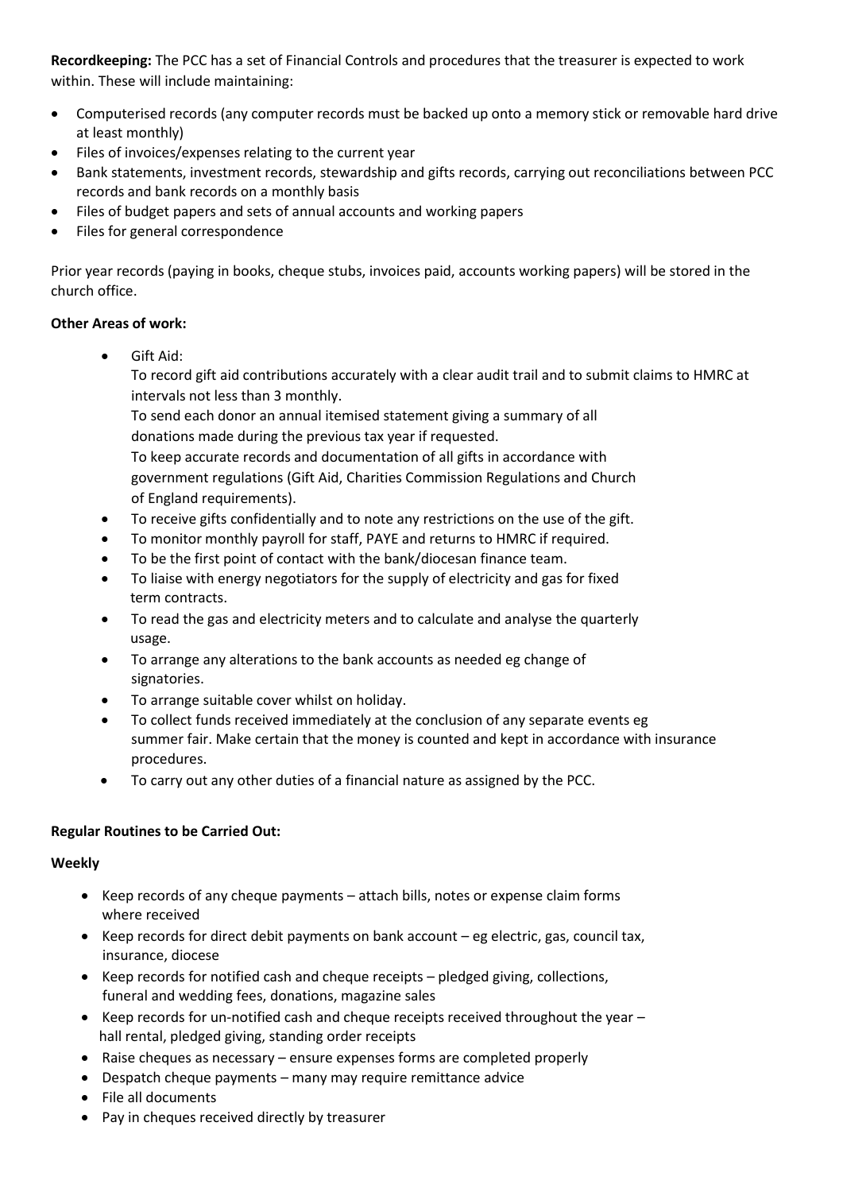**Recordkeeping:** The PCC has a set of Financial Controls and procedures that the treasurer is expected to work within. These will include maintaining:

- Computerised records (any computer records must be backed up onto a memory stick or removable hard drive at least monthly)
- Files of invoices/expenses relating to the current year
- Bank statements, investment records, stewardship and gifts records, carrying out reconciliations between PCC records and bank records on a monthly basis
- Files of budget papers and sets of annual accounts and working papers
- Files for general correspondence

Prior year records (paying in books, cheque stubs, invoices paid, accounts working papers) will be stored in the church office.

**Other Areas of work:**

- Gift Aid:
  To record gift aid contributions accurately with a clear audit trail and to submit claims to HMRC at intervals not less than 3 monthly.
  To send each donor an annual itemised statement giving a summary of all donations made during the previous tax year if requested.
  To keep accurate records and documentation of all gifts in accordance with government regulations (Gift Aid, Charities Commission Regulations and Church of England requirements).
- To receive gifts confidentially and to note any restrictions on the use of the gift.
- To monitor monthly payroll for staff, PAYE and returns to HMRC if required.
- To be the first point of contact with the bank/diocesan finance team.
- To liaise with energy negotiators for the supply of electricity and gas for fixed term contracts.
- To read the gas and electricity meters and to calculate and analyse the quarterly usage.
- To arrange any alterations to the bank accounts as needed eg change of signatories.
- To arrange suitable cover whilst on holiday.
- To collect funds received immediately at the conclusion of any separate events eg summer fair. Make certain that the money is counted and kept in accordance with insurance procedures.
- To carry out any other duties of a financial nature as assigned by the PCC.

**Regular Routines to be Carried Out:**

**Weekly**

- Keep records of any cheque payments – attach bills, notes or expense claim forms where received
- Keep records for direct debit payments on bank account – eg electric, gas, council tax, insurance, diocese
- Keep records for notified cash and cheque receipts – pledged giving, collections, funeral and wedding fees, donations, magazine sales
- Keep records for un-notified cash and cheque receipts received throughout the year – hall rental, pledged giving, standing order receipts
- Raise cheques as necessary – ensure expenses forms are completed properly
- Despatch cheque payments – many may require remittance advice
- File all documents
- Pay in cheques received directly by treasurer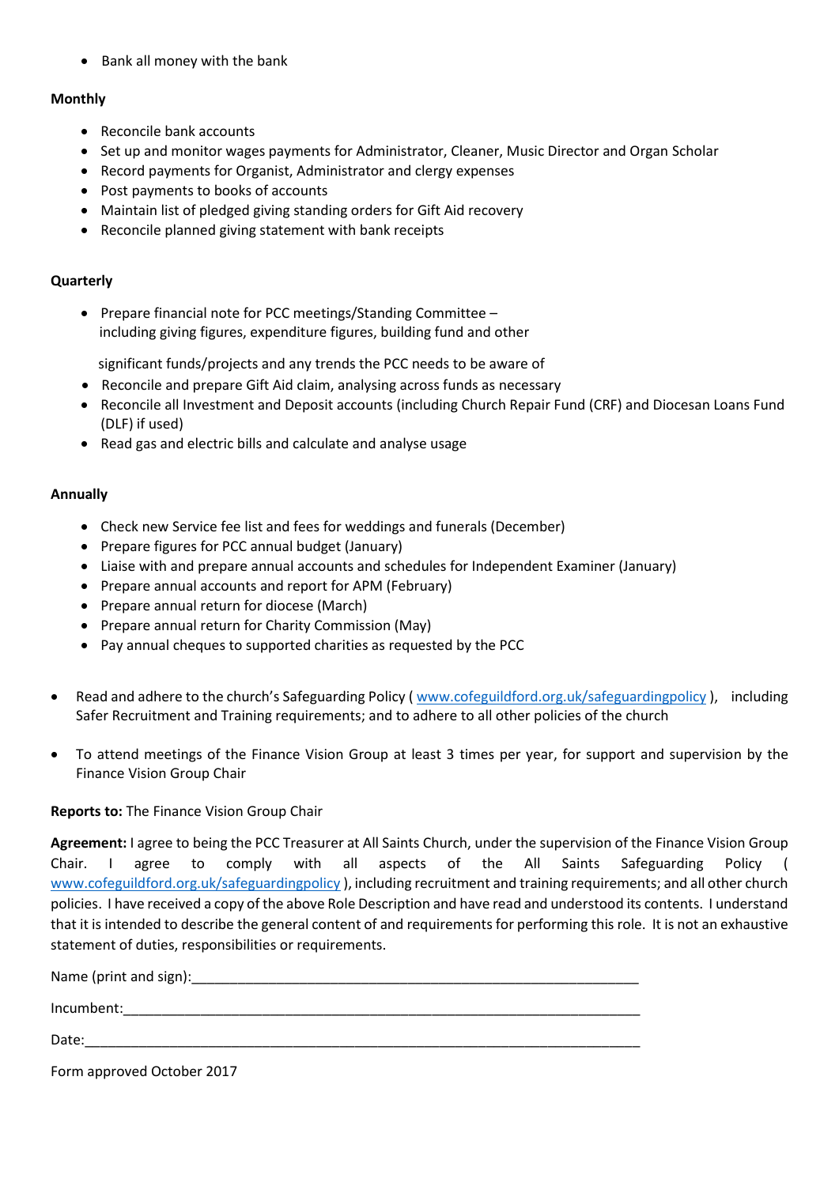- Bank all money with the bank

**Monthly**

- Reconcile bank accounts
- Set up and monitor wages payments for Administrator, Cleaner, Music Director and Organ Scholar
- Record payments for Organist, Administrator and clergy expenses
- Post payments to books of accounts
- Maintain list of pledged giving standing orders for Gift Aid recovery
- Reconcile planned giving statement with bank receipts

**Quarterly**

- Prepare financial note for PCC meetings/Standing Committee – including giving figures, expenditure figures, building fund and other

  significant funds/projects and any trends the PCC needs to be aware of
- Reconcile and prepare Gift Aid claim, analysing across funds as necessary
- Reconcile all Investment and Deposit accounts (including Church Repair Fund (CRF) and Diocesan Loans Fund (DLF) if used)
- Read gas and electric bills and calculate and analyse usage

**Annually**

- Check new Service fee list and fees for weddings and funerals (December)
- Prepare figures for PCC annual budget (January)
- Liaise with and prepare annual accounts and schedules for Independent Examiner (January)
- Prepare annual accounts and report for APM (February)
- Prepare annual return for diocese (March)
- Prepare annual return for Charity Commission (May)
- Pay annual cheques to supported charities as requested by the PCC

- Read and adhere to the church's Safeguarding Policy ( www.cofeguildford.org.uk/safeguardingpolicy ), including Safer Recruitment and Training requirements; and to adhere to all other policies of the church

- To attend meetings of the Finance Vision Group at least 3 times per year, for support and supervision by the Finance Vision Group Chair

**Reports to:** The Finance Vision Group Chair

**Agreement:** I agree to being the PCC Treasurer at All Saints Church, under the supervision of the Finance Vision Group Chair. I agree to comply with all aspects of the All Saints Safeguarding Policy ( www.cofeguildford.org.uk/safeguardingpolicy ), including recruitment and training requirements; and all other church policies. I have received a copy of the above Role Description and have read and understood its contents. I understand that it is intended to describe the general content of and requirements for performing this role. It is not an exhaustive statement of duties, responsibilities or requirements.

Name (print and sign):____________________________________________________________

Incumbent:______________________________________________________________________

Date:___________________________________________________________________________

Form approved October 2017